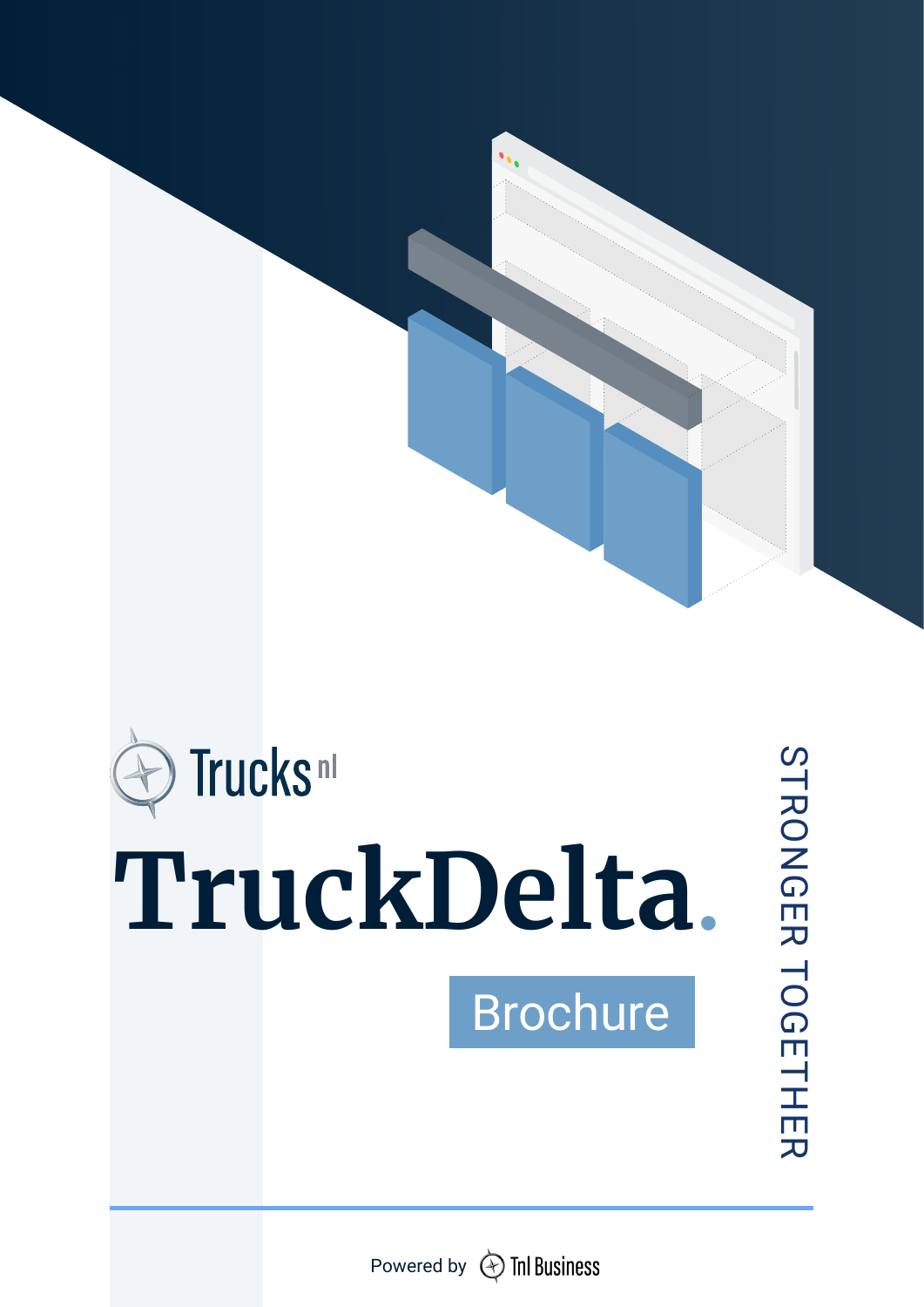Trucks nl

# TruckDelta.

Brochure

STRONGER TOGETHER

Powered by Tnl Business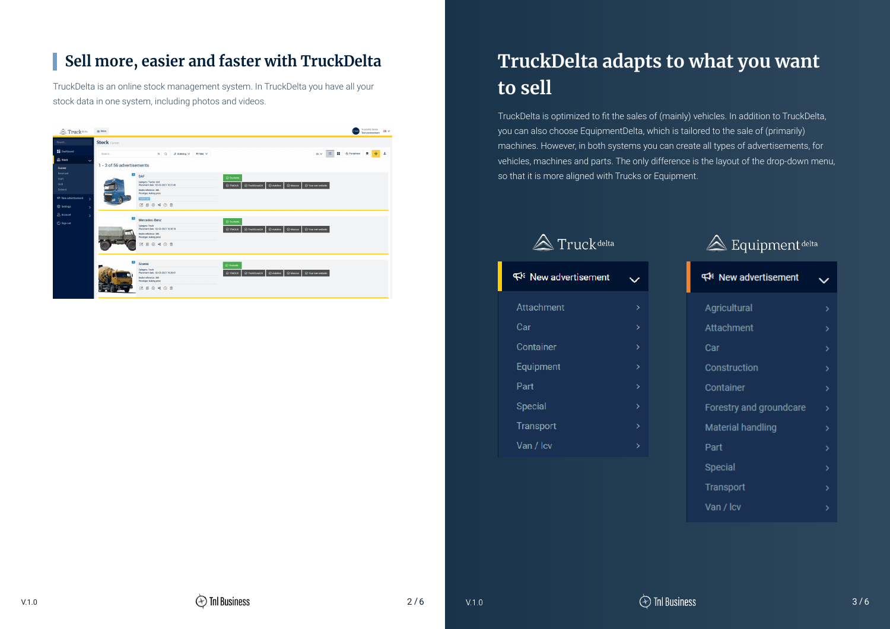## Sell more, easier and faster with TruckDelta

TruckDelta is an online stock management system. In TruckDelta you have all your stock data in one system, including photos and videos.

# TruckDelta adapts to what you want to sell

TruckDelta is optimized to fit the sales of (mainly) vehicles. In addition to TruckDelta, you can also choose EquipmentDelta, which is tailored to the sale of (primarily) machines. However, in both systems you can create all types of advertisements, for vehicles, machines and parts. The only difference is the layout of the drop-down menu, so that it is more aligned with Trucks or Equipment.

**Truck delta**

New advertisement

- Attachment
- Car
- Container
- Equipment
- Part
- Special
- Transport
- Van / lcv

**Equipment delta**

New advertisement

- Agricultural
- Attachment
- Car
- Construction
- Container
- Forestry and groundcare
- Material handling
- Part
- Special
- Transport
- Van / lcv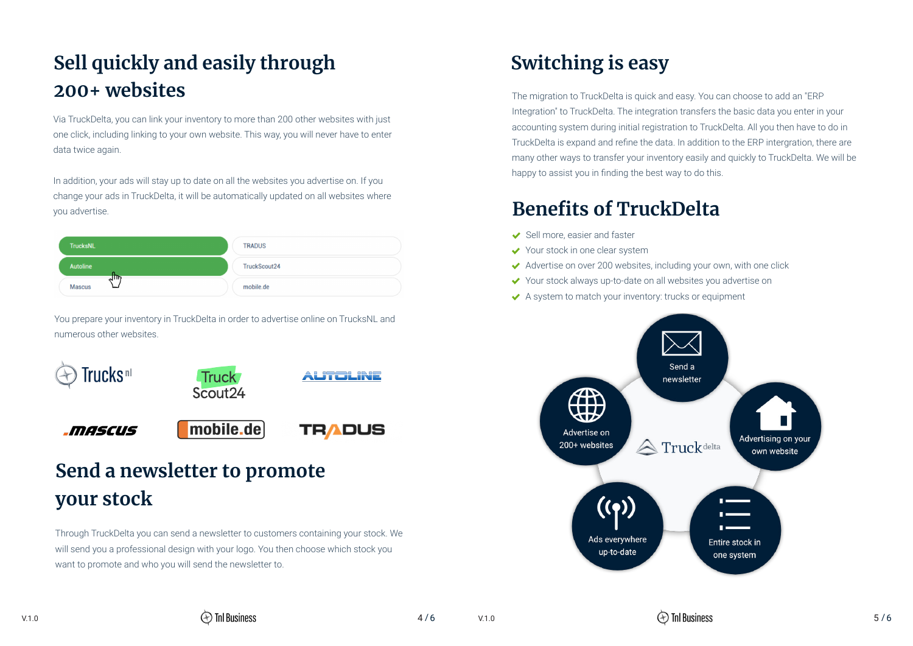# Sell quickly and easily through 200+ websites

Via TruckDelta, you can link your inventory to more than 200 other websites with just one click, including linking to your own website. This way, you will never have to enter data twice again.

In addition, your ads will stay up to date on all the websites you advertise on. If you change your ads in TruckDelta, it will be automatically updated on all websites where you advertise.

You prepare your inventory in TruckDelta in order to advertise online on TrucksNL and numerous other websites.

# Send a newsletter to promote your stock

Through TruckDelta you can send a newsletter to customers containing your stock. We will send you a professional design with your logo. You then choose which stock you want to promote and who you will send the newsletter to.

# Switching is easy

The migration to TruckDelta is quick and easy. You can choose to add an "ERP Integration" to TruckDelta. The integration transfers the basic data you enter in your accounting system during initial registration to TruckDelta. All you then have to do in TruckDelta is expand and refine the data. In addition to the ERP intergration, there are many other ways to transfer your inventory easily and quickly to TruckDelta. We will be happy to assist you in finding the best way to do this.

# Benefits of TruckDelta

- Sell more, easier and faster
- Your stock in one clear system
- Advertise on over 200 websites, including your own, with one click
- Your stock always up-to-date on all websites you advertise on
- A system to match your inventory: trucks or equipment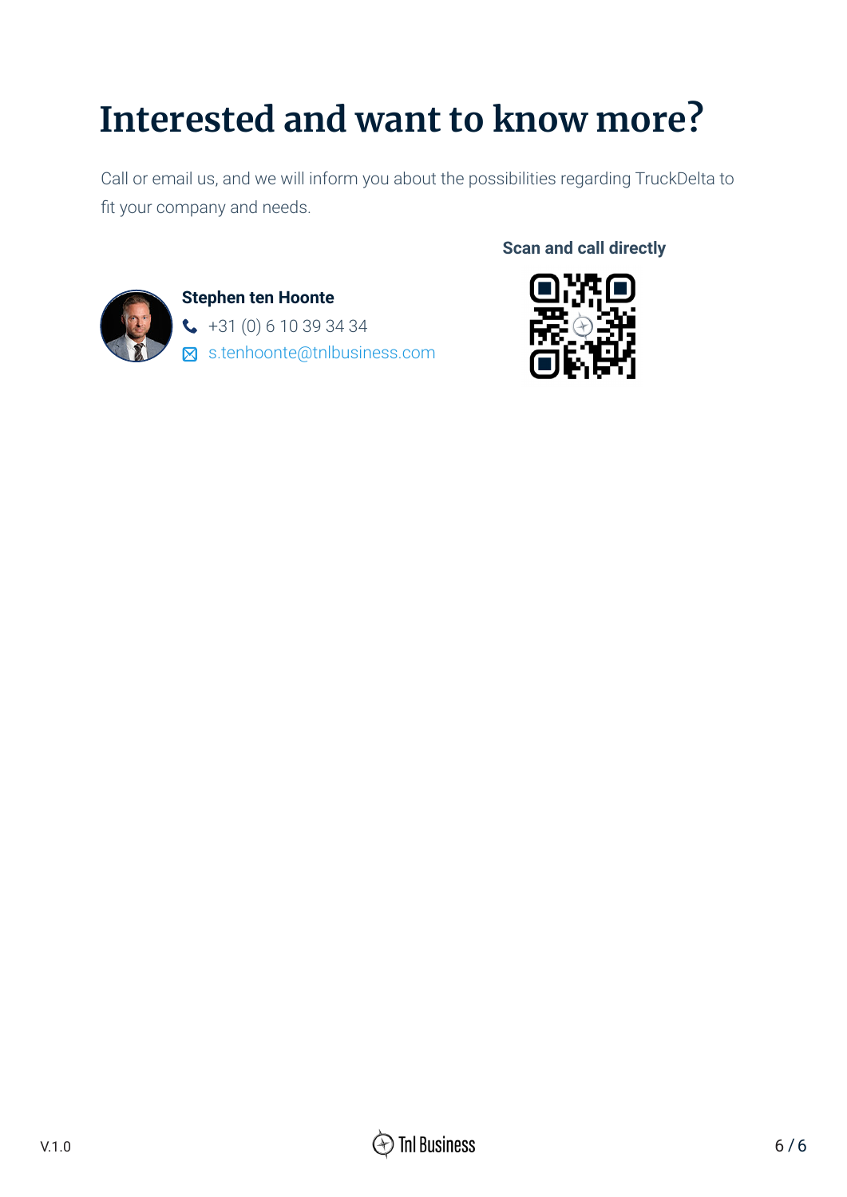# Interested and want to know more?

Call or email us, and we will inform you about the possibilities regarding TruckDelta to fit your company and needs.

**Stephen ten Hoonte**

+31 (0) 6 10 39 34 34

s.tenhoonte@tnlbusiness.com

**Scan and call directly**

V.1.0